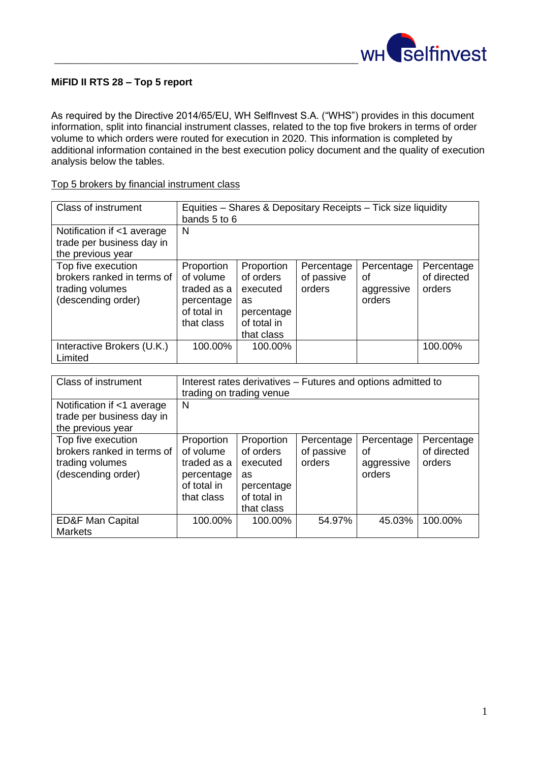**MiFID II RTS 28 – Top 5 report**

As required by the Directive 2014/65/EU, WH SelfInvest S.A. ("WHS") provides in this document information, split into financial instrument classes, related to the top five brokers in terms of order volume to which orders were routed for execution in 2020. This information is completed by additional information contained in the best execution policy document and the quality of execution analysis below the tables.

Top 5 brokers by financial instrument class

| Class of instrument | Equities – Shares & Depositary Receipts – Tick size liquidity bands 5 to 6 | | | | |
|---|---|---|---|---|---|
| Notification if <1 average trade per business day in the previous year | N | | | | |
| Top five execution brokers ranked in terms of trading volumes (descending order) | Proportion of volume traded as a percentage of total in that class | Proportion of orders executed as percentage of total in that class | Percentage of passive orders | Percentage of aggressive orders | Percentage of directed orders |
| Interactive Brokers (U.K.) Limited | 100.00% | 100.00% | | | 100.00% |

| Class of instrument | Interest rates derivatives – Futures and options admitted to trading on trading venue | | | | |
|---|---|---|---|---|---|
| Notification if <1 average trade per business day in the previous year | N | | | | |
| Top five execution brokers ranked in terms of trading volumes (descending order) | Proportion of volume traded as a percentage of total in that class | Proportion of orders executed as percentage of total in that class | Percentage of passive orders | Percentage of aggressive orders | Percentage of directed orders |
| ED&F Man Capital Markets | 100.00% | 100.00% | 54.97% | 45.03% | 100.00% |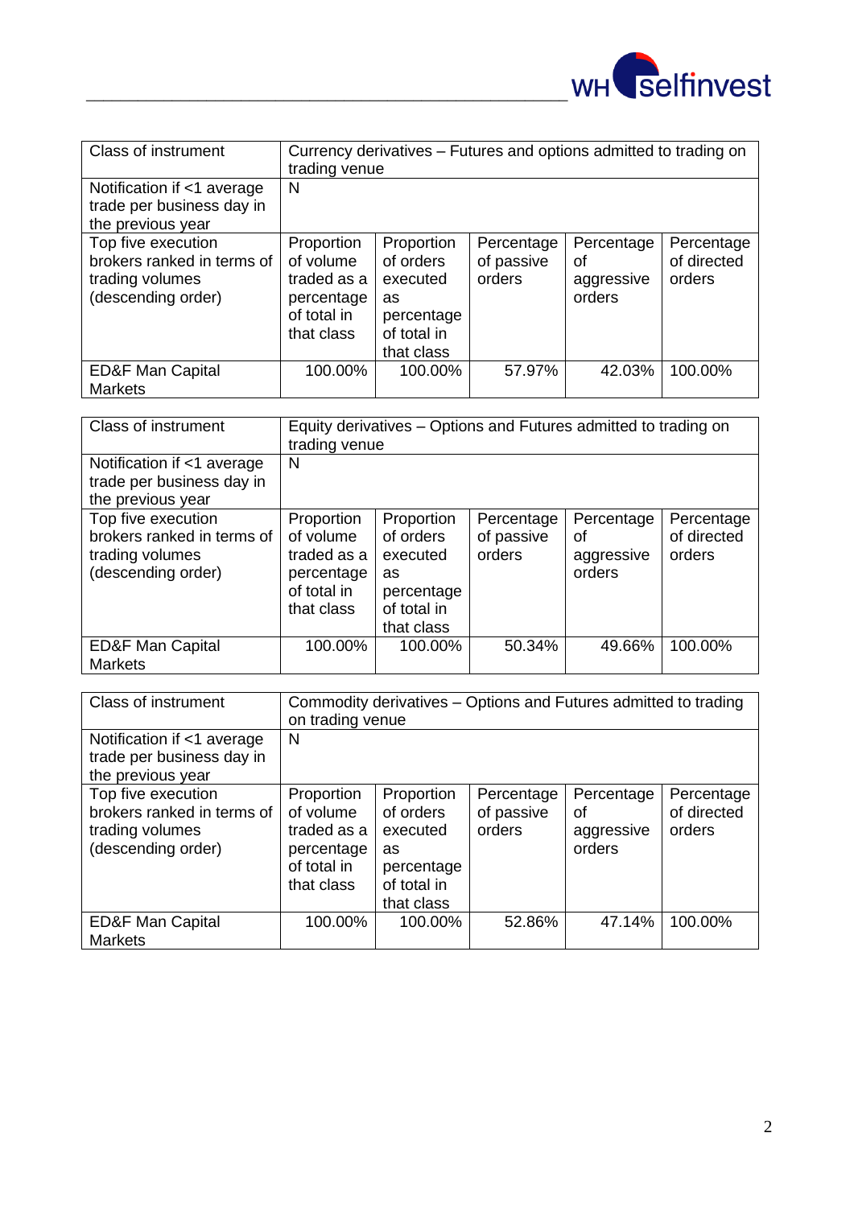| Class of instrument | Currency derivatives – Futures and options admitted to trading on trading venue | | | | |
|---|---|---|---|---|---|
| Notification if <1 average trade per business day in the previous year | N | | | | |
| Top five execution brokers ranked in terms of trading volumes (descending order) | Proportion of volume traded as a percentage of total in that class | Proportion of orders executed as percentage of total in that class | Percentage of passive orders | Percentage of aggressive orders | Percentage of directed orders |
| ED&F Man Capital Markets | 100.00% | 100.00% | 57.97% | 42.03% | 100.00% |

| Class of instrument | Equity derivatives – Options and Futures admitted to trading on trading venue | | | | |
|---|---|---|---|---|---|
| Notification if <1 average trade per business day in the previous year | N | | | | |
| Top five execution brokers ranked in terms of trading volumes (descending order) | Proportion of volume traded as a percentage of total in that class | Proportion of orders executed as percentage of total in that class | Percentage of passive orders | Percentage of aggressive orders | Percentage of directed orders |
| ED&F Man Capital Markets | 100.00% | 100.00% | 50.34% | 49.66% | 100.00% |

| Class of instrument | Commodity derivatives – Options and Futures admitted to trading on trading venue | | | | |
|---|---|---|---|---|---|
| Notification if <1 average trade per business day in the previous year | N | | | | |
| Top five execution brokers ranked in terms of trading volumes (descending order) | Proportion of volume traded as a percentage of total in that class | Proportion of orders executed as percentage of total in that class | Percentage of passive orders | Percentage of aggressive orders | Percentage of directed orders |
| ED&F Man Capital Markets | 100.00% | 100.00% | 52.86% | 47.14% | 100.00% |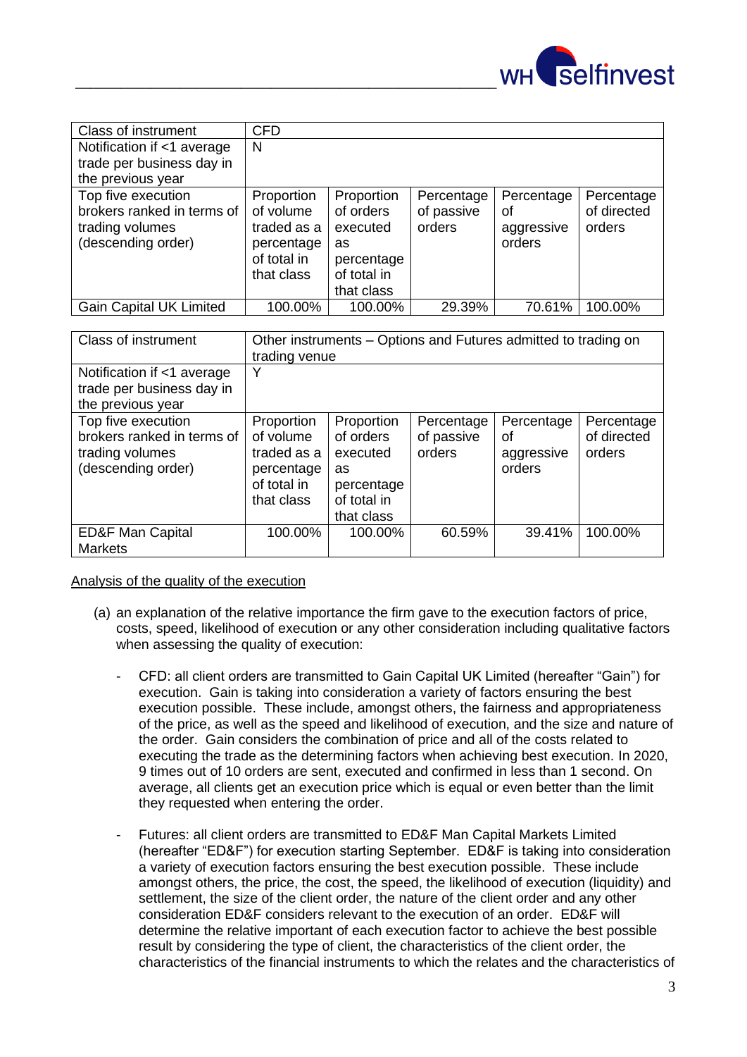| Class of instrument | CFD | | | | |
|---|---|---|---|---|---|
| Notification if <1 average trade per business day in the previous year | N | | | | |
| Top five execution brokers ranked in terms of trading volumes (descending order) | Proportion of volume traded as a percentage of total in that class | Proportion of orders executed as percentage of total in that class | Percentage of passive orders | Percentage of aggressive orders | Percentage of directed orders |
| Gain Capital UK Limited | 100.00% | 100.00% | 29.39% | 70.61% | 100.00% |

| Class of instrument | Other instruments – Options and Futures admitted to trading on trading venue | | | | |
|---|---|---|---|---|---|
| Notification if <1 average trade per business day in the previous year | Y | | | | |
| Top five execution brokers ranked in terms of trading volumes (descending order) | Proportion of volume traded as a percentage of total in that class | Proportion of orders executed as percentage of total in that class | Percentage of passive orders | Percentage of aggressive orders | Percentage of directed orders |
| ED&F Man Capital Markets | 100.00% | 100.00% | 60.59% | 39.41% | 100.00% |

<u>Analysis of the quality of the execution</u>

(a) an explanation of the relative importance the firm gave to the execution factors of price, costs, speed, likelihood of execution or any other consideration including qualitative factors when assessing the quality of execution:

- CFD: all client orders are transmitted to Gain Capital UK Limited (hereafter "Gain") for execution. Gain is taking into consideration a variety of factors ensuring the best execution possible. These include, amongst others, the fairness and appropriateness of the price, as well as the speed and likelihood of execution, and the size and nature of the order. Gain considers the combination of price and all of the costs related to executing the trade as the determining factors when achieving best execution. In 2020, 9 times out of 10 orders are sent, executed and confirmed in less than 1 second. On average, all clients get an execution price which is equal or even better than the limit they requested when entering the order.

- Futures: all client orders are transmitted to ED&F Man Capital Markets Limited (hereafter "ED&F") for execution starting September. ED&F is taking into consideration a variety of execution factors ensuring the best execution possible. These include amongst others, the price, the cost, the speed, the likelihood of execution (liquidity) and settlement, the size of the client order, the nature of the client order and any other consideration ED&F considers relevant to the execution of an order. ED&F will determine the relative important of each execution factor to achieve the best possible result by considering the type of client, the characteristics of the client order, the characteristics of the financial instruments to which the relates and the characteristics of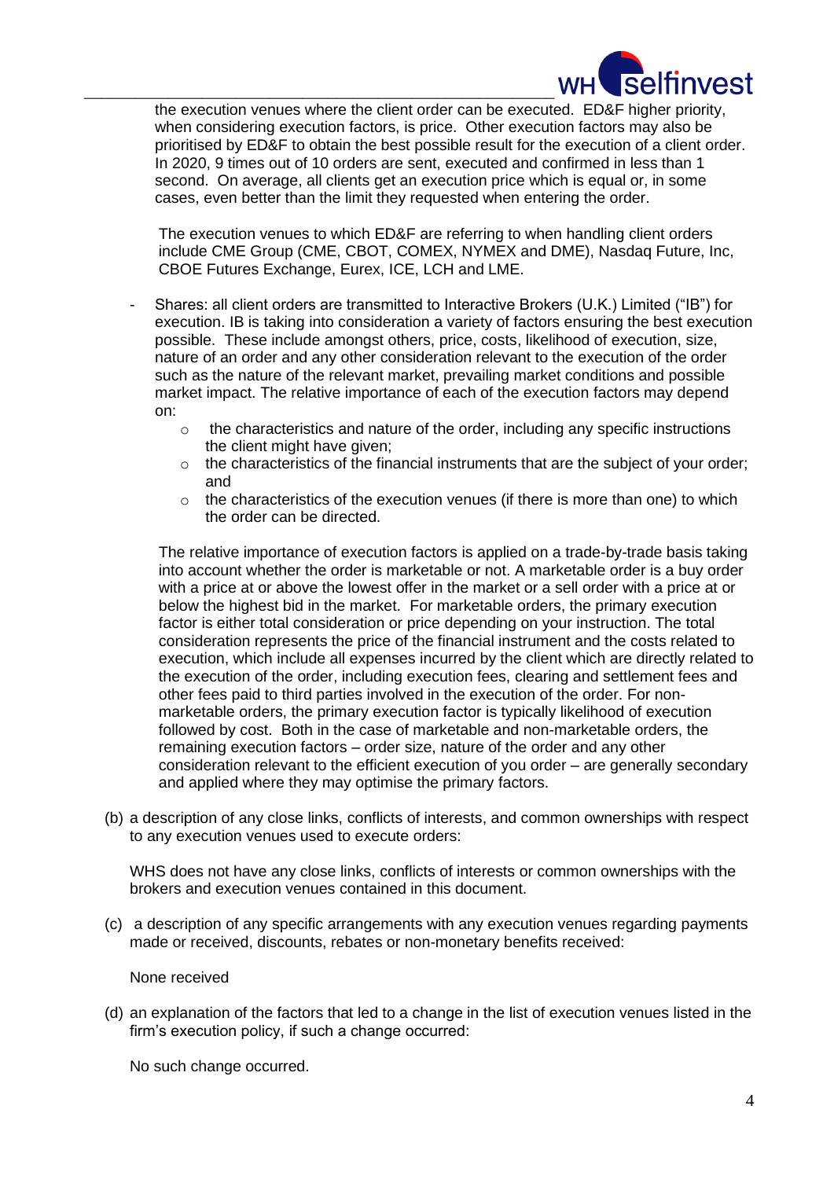the execution venues where the client order can be executed. ED&F higher priority, when considering execution factors, is price. Other execution factors may also be prioritised by ED&F to obtain the best possible result for the execution of a client order. In 2020, 9 times out of 10 orders are sent, executed and confirmed in less than 1 second. On average, all clients get an execution price which is equal or, in some cases, even better than the limit they requested when entering the order.

The execution venues to which ED&F are referring to when handling client orders include CME Group (CME, CBOT, COMEX, NYMEX and DME), Nasdaq Future, Inc, CBOE Futures Exchange, Eurex, ICE, LCH and LME.

- Shares: all client orders are transmitted to Interactive Brokers (U.K.) Limited ("IB") for execution. IB is taking into consideration a variety of factors ensuring the best execution possible. These include amongst others, price, costs, likelihood of execution, size, nature of an order and any other consideration relevant to the execution of the order such as the nature of the relevant market, prevailing market conditions and possible market impact. The relative importance of each of the execution factors may depend on:
    - the characteristics and nature of the order, including any specific instructions the client might have given;
    - the characteristics of the financial instruments that are the subject of your order; and
    - the characteristics of the execution venues (if there is more than one) to which the order can be directed.

  The relative importance of execution factors is applied on a trade-by-trade basis taking into account whether the order is marketable or not. A marketable order is a buy order with a price at or above the lowest offer in the market or a sell order with a price at or below the highest bid in the market. For marketable orders, the primary execution factor is either total consideration or price depending on your instruction. The total consideration represents the price of the financial instrument and the costs related to execution, which include all expenses incurred by the client which are directly related to the execution of the order, including execution fees, clearing and settlement fees and other fees paid to third parties involved in the execution of the order. For non-marketable orders, the primary execution factor is typically likelihood of execution followed by cost. Both in the case of marketable and non-marketable orders, the remaining execution factors – order size, nature of the order and any other consideration relevant to the efficient execution of you order – are generally secondary and applied where they may optimise the primary factors.

(b) a description of any close links, conflicts of interests, and common ownerships with respect to any execution venues used to execute orders:

WHS does not have any close links, conflicts of interests or common ownerships with the brokers and execution venues contained in this document.

(c) a description of any specific arrangements with any execution venues regarding payments made or received, discounts, rebates or non-monetary benefits received:

None received

(d) an explanation of the factors that led to a change in the list of execution venues listed in the firm's execution policy, if such a change occurred:

No such change occurred.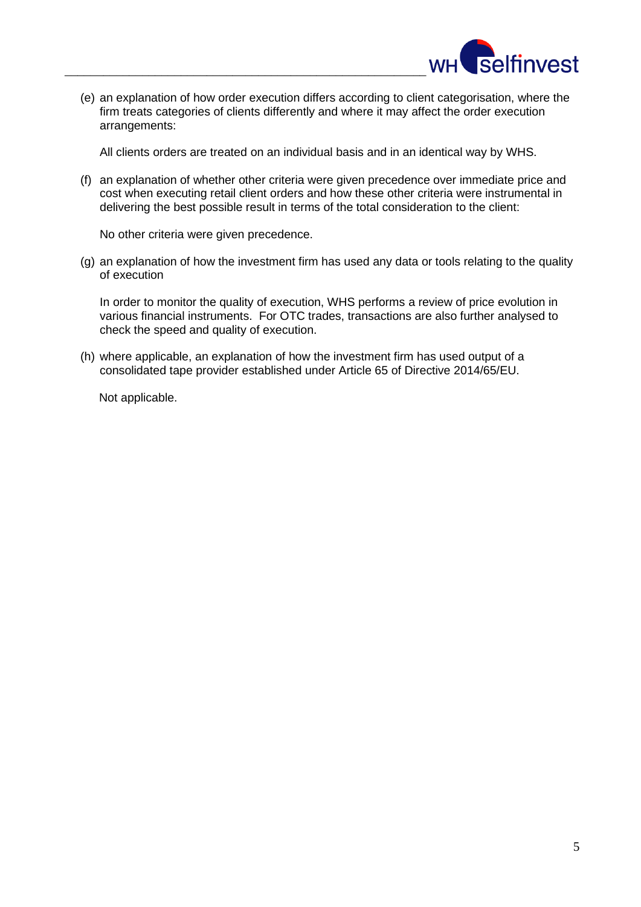(e) an explanation of how order execution differs according to client categorisation, where the firm treats categories of clients differently and where it may affect the order execution arrangements:

All clients orders are treated on an individual basis and in an identical way by WHS.

(f) an explanation of whether other criteria were given precedence over immediate price and cost when executing retail client orders and how these other criteria were instrumental in delivering the best possible result in terms of the total consideration to the client:

No other criteria were given precedence.

(g) an explanation of how the investment firm has used any data or tools relating to the quality of execution

In order to monitor the quality of execution, WHS performs a review of price evolution in various financial instruments. For OTC trades, transactions are also further analysed to check the speed and quality of execution.

(h) where applicable, an explanation of how the investment firm has used output of a consolidated tape provider established under Article 65 of Directive 2014/65/EU.

Not applicable.